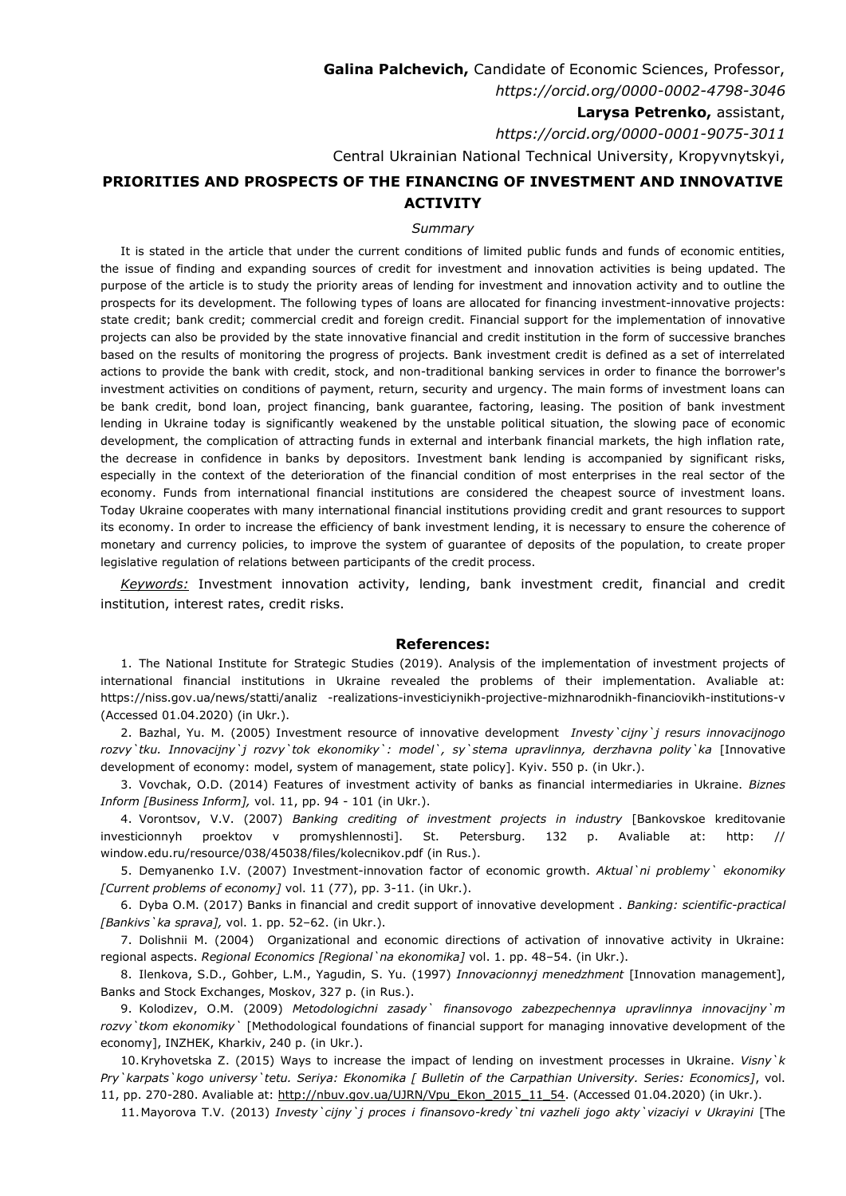**Galina Palchevich,** Candidate of Economic Sciences, Professor,

*https://orcid.org/0000-0002-4798-3046*

**Larysa Petrenko,** assistant,

*https://orcid.org/0000-0001-9075-3011*

Central Ukrainian National Technical University, Kropyvnytskyi,

## PRIORITIES AND PROSPECTS OF THE FINANCING OF INVESTMENT AND INNOVATIVE ACTIVITY

*Summary*

It is stated in the article that under the current conditions of limited public funds and funds of economic entities, the issue of finding and expanding sources of credit for investment and innovation activities is being updated. The purpose of the article is to study the priority areas of lending for investment and innovation activity and to outline the prospects for its development. The following types of loans are allocated for financing investment-innovative projects: state credit; bank credit; commercial credit and foreign credit. Financial support for the implementation of innovative projects can also be provided by the state innovative financial and credit institution in the form of successive branches based on the results of monitoring the progress of projects. Bank investment credit is defined as a set of interrelated actions to provide the bank with credit, stock, and non-traditional banking services in order to finance the borrower's investment activities on conditions of payment, return, security and urgency. The main forms of investment loans can be bank credit, bond loan, project financing, bank guarantee, factoring, leasing. The position of bank investment lending in Ukraine today is significantly weakened by the unstable political situation, the slowing pace of economic development, the complication of attracting funds in external and interbank financial markets, the high inflation rate, the decrease in confidence in banks by depositors. Investment bank lending is accompanied by significant risks, especially in the context of the deterioration of the financial condition of most enterprises in the real sector of the economy. Funds from international financial institutions are considered the cheapest source of investment loans. Today Ukraine cooperates with many international financial institutions providing credit and grant resources to support its economy. In order to increase the efficiency of bank investment lending, it is necessary to ensure the coherence of monetary and currency policies, to improve the system of guarantee of deposits of the population, to create proper legislative regulation of relations between participants of the credit process.

*Keywords:* Investment innovation activity, lending, bank investment credit, financial and credit institution, interest rates, credit risks.

### References:

1. The National Institute for Strategic Studies (2019). Analysis of the implementation of investment projects of international financial institutions in Ukraine revealed the problems of their implementation. Avaliable at: https://niss.gov.ua/news/statti/analiz -realizations-investiciynikh-projective-mizhnarodnikh-financiovikh-institutions-v (Accessed 01.04.2020) (in Ukr.).
2. Bazhal, Yu. M. (2005) Investment resource of innovative development *Investy`cijny`j resurs innovacijnogo rozvy`tku. Innovacijny`j rozvy`tok ekonomiky`: model`, sy`stema upravlinnya, derzhavna polity`ka* [Innovative development of economy: model, system of management, state policy]. Kyiv. 550 p. (in Ukr.).
3. Vovchak, O.D. (2014) Features of investment activity of banks as financial intermediaries in Ukraine. *Biznes Inform [Business Inform],* vol. 11, pp. 94 - 101 (in Ukr.).
4. Vorontsov, V.V. (2007) *Banking crediting of investment projects in industry* [Bankovskoe kreditovanie investicionnyh proektov v promyshlennosti]. St. Petersburg. 132 p. Avaliable at: http: // window.edu.ru/resource/038/45038/files/kolecnikov.pdf (in Rus.).
5. Demyanenko I.V. (2007) Investment-innovation factor of economic growth. *Aktual`ni problemy` ekonomiky [Current problems of economy]* vol. 11 (77), pp. 3-11. (in Ukr.).
6. Dyba O.M. (2017) Banks in financial and credit support of innovative development . *Banking: scientific-practical [Bankivs`ka sprava],* vol. 1. pp. 52–62. (in Ukr.).
7. Dolishnii M. (2004) Organizational and economic directions of activation of innovative activity in Ukraine: regional aspects. *Regional Economics [Regional`na ekonomika]* vol. 1. pp. 48–54. (in Ukr.).
8. Ilenkova, S.D., Gohber, L.M., Yagudin, S. Yu. (1997) *Innovacionnyj menedzhment* [Innovation management], Banks and Stock Exchanges, Moskov, 327 p. (in Rus.).
9. Kolodizev, O.M. (2009) *Metodologichni zasady` finansovogo zabezpechennya upravlinnya innovacijny`m rozvy`tkom ekonomiky`* [Methodological foundations of financial support for managing innovative development of the economy], INZHEK, Kharkiv, 240 p. (in Ukr.).
10. Kryhovetska Z. (2015) Ways to increase the impact of lending on investment processes in Ukraine. *Visny`k Pry`karpats`kogo universy`tetu. Seriya: Ekonomika [ Bulletin of the Carpathian University. Series: Economics]*, vol. 11, pp. 270-280. Avaliable at: http://nbuv.gov.ua/UJRN/Vpu_Ekon_2015_11_54. (Accessed 01.04.2020) (in Ukr.).
11. Mayorova T.V. (2013) *Investy`cijny`j proces i finansovo-kredy`tni vazheli jogo akty`vizaciyi v Ukrayini* [The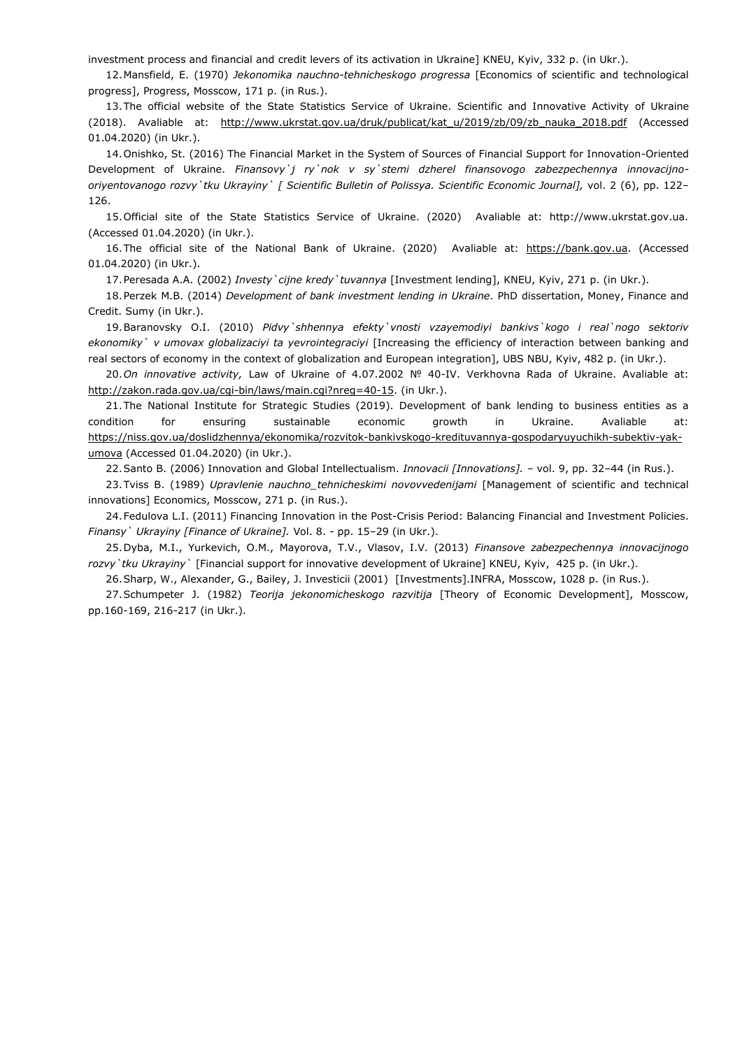investment process and financial and credit levers of its activation in Ukraine] KNEU, Kyiv, 332 p. (in Ukr.).

12. Mansfield, E. (1970) *Jekonomika nauchno-tehnicheskogo progressa* [Economics of scientific and technological progress], Progress, Mosscow, 171 p. (in Rus.).

13. The official website of the State Statistics Service of Ukraine. Scientific and Innovative Activity of Ukraine (2018). Avaliable at: http://www.ukrstat.gov.ua/druk/publicat/kat_u/2019/zb/09/zb_nauka_2018.pdf (Accessed 01.04.2020) (in Ukr.).

14. Onishko, St. (2016) The Financial Market in the System of Sources of Financial Support for Innovation-Oriented Development of Ukraine. *Finansovy`j ry`nok v sy`stemi dzherel finansovogo zabezpechennya innovacijno-oriyentovanogo rozvy`tku Ukrayiny` [ Scientific Bulletin of Polissya. Scientific Economic Journal],* vol. 2 (6), pp. 122–126.

15. Official site of the State Statistics Service of Ukraine. (2020) Avaliable at: http://www.ukrstat.gov.ua. (Accessed 01.04.2020) (in Ukr.).

16. The official site of the National Bank of Ukraine. (2020) Avaliable at: https://bank.gov.ua. (Accessed 01.04.2020) (in Ukr.).

17. Peresada A.A. (2002) *Investy`cijne kredy`tuvannya* [Investment lending], KNEU, Kyiv, 271 p. (in Ukr.).

18. Perzek M.B. (2014) *Development of bank investment lending in Ukraine*. PhD dissertation, Money, Finance and Credit. Sumy (in Ukr.).

19. Baranovsky O.I. (2010) *Pidvy`shhennya efekty`vnosti vzayemodiyi bankivs`kogo i real`nogo sektoriv ekonomiky` v umovax globalizaciyi ta yevrointegraciyi* [Increasing the efficiency of interaction between banking and real sectors of economy in the context of globalization and European integration], UBS NBU, Kyiv, 482 p. (in Ukr.).

20. *On innovative activity,* Law of Ukraine of 4.07.2002 № 40-IV. Verkhovna Rada of Ukraine. Avaliable at: http://zakon.rada.gov.ua/cgi-bin/laws/main.cgi?nreg=40-15. (in Ukr.).

21. The National Institute for Strategic Studies (2019). Development of bank lending to business entities as a condition for ensuring sustainable economic growth in Ukraine. Avaliable at: https://niss.gov.ua/doslidzhennya/ekonomika/rozvitok-bankivskogo-kredituvannya-gospodaryuyuchikh-subektiv-yak-umova (Accessed 01.04.2020) (in Ukr.).

22. Santo B. (2006) Innovation and Global Intellectualism. *Innovacii [Innovations].* – vol. 9, pp. 32–44 (in Rus.).

23. Tviss B. (1989) *Upravlenie nauchno_tehnicheskimi novovvedenijami* [Management of scientific and technical innovations] Economics, Mosscow, 271 p. (in Rus.).

24. Fedulova L.I. (2011) Financing Innovation in the Post-Crisis Period: Balancing Financial and Investment Policies. *Finansy` Ukrayiny [Finance of Ukraine].* Vol. 8. - pp. 15–29 (in Ukr.).

25. Dyba, M.I., Yurkevich, O.M., Mayorova, T.V., Vlasov, I.V. (2013) *Finansove zabezpechennya innovacijnogo rozvy`tku Ukrayiny`* [Financial support for innovative development of Ukraine] KNEU, Kyiv, 425 p. (in Ukr.).

26. Sharp, W., Alexander, G., Bailey, J. Investicii (2001) [Investments].INFRA, Mosscow, 1028 p. (in Rus.).

27. Schumpeter J. (1982) *Teorija jekonomicheskogo razvitija* [Theory of Economic Development], Mosscow, pp.160-169, 216-217 (in Ukr.).